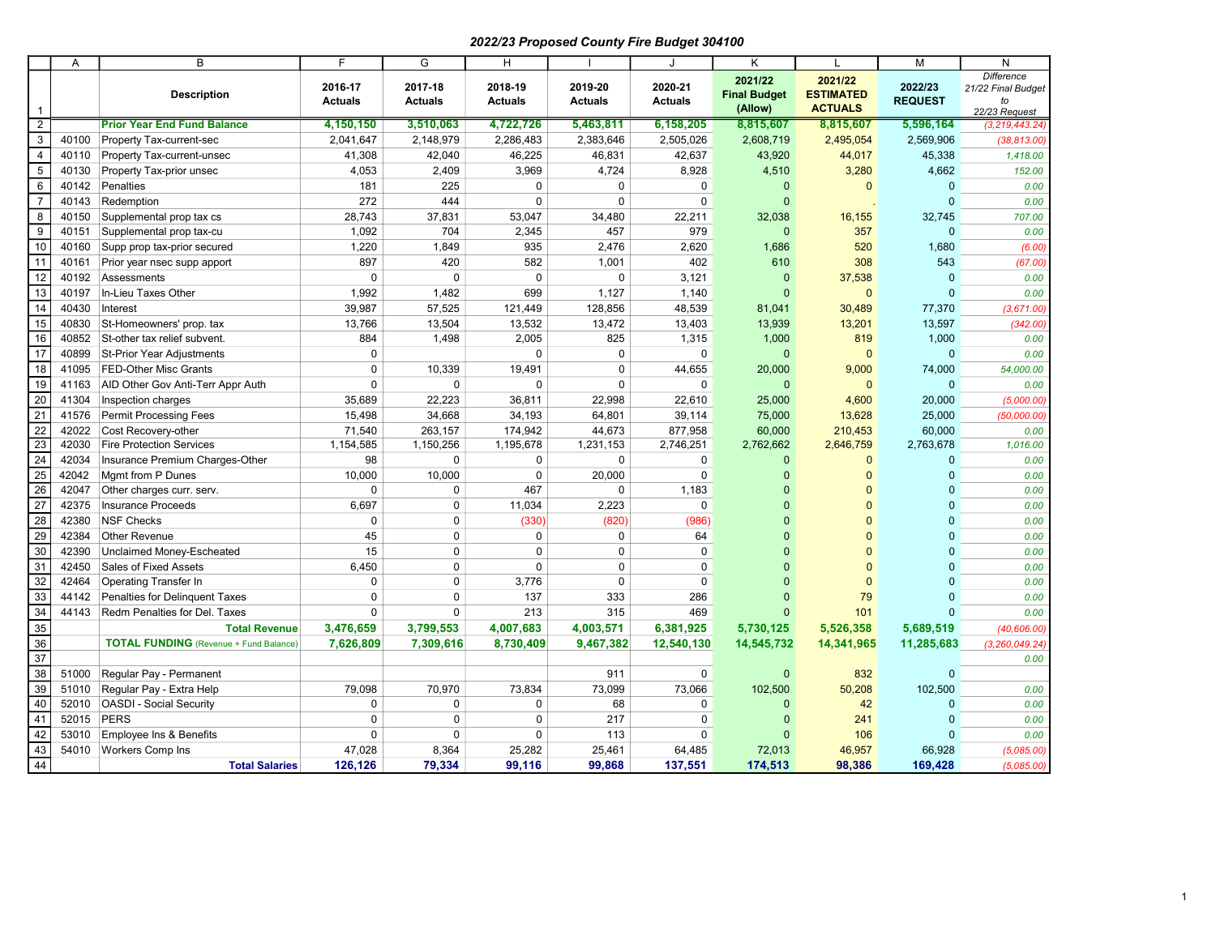# 2022/23 Proposed County Fire Budget 304100

| | A | B | F | G | H | I | J | K | L | M | N |
|---|---|---|---|---|---|---|---|---|---|---|---|
| 1 | | Description | 2016-17 Actuals | 2017-18 Actuals | 2018-19 Actuals | 2019-20 Actuals | 2020-21 Actuals | 2021/22 Final Budget (Allow) | 2021/22 ESTIMATED ACTUALS | 2022/23 REQUEST | Difference 21/22 Final Budget to 22/23 Request |
| 2 | | **Prior Year End Fund Balance** | **4,150,150** | **3,510,063** | **4,722,726** | **5,463,811** | **6,158,205** | **8,815,607** | **8,815,607** | **5,596,164** | (3,219,443.24) |
| 3 | 40100 | Property Tax-current-sec | 2,041,647 | 2,148,979 | 2,286,483 | 2,383,646 | 2,505,026 | 2,608,719 | 2,495,054 | 2,569,906 | (38,813.00) |
| 4 | 40110 | Property Tax-current-unsec | 41,308 | 42,040 | 46,225 | 46,831 | 42,637 | 43,920 | 44,017 | 45,338 | 1,418.00 |
| 5 | 40130 | Property Tax-prior unsec | 4,053 | 2,409 | 3,969 | 4,724 | 8,928 | 4,510 | 3,280 | 4,662 | 152.00 |
| 6 | 40142 | Penalties | 181 | 225 | 0 | 0 | 0 | 0 | 0 | 0 | 0.00 |
| 7 | 40143 | Redemption | 272 | 444 | 0 | 0 | 0 | 0 | . | 0 | 0.00 |
| 8 | 40150 | Supplemental prop tax cs | 28,743 | 37,831 | 53,047 | 34,480 | 22,211 | 32,038 | 16,155 | 32,745 | 707.00 |
| 9 | 40151 | Supplemental prop tax-cu | 1,092 | 704 | 2,345 | 457 | 979 | 0 | 357 | 0 | 0.00 |
| 10 | 40160 | Supp prop tax-prior secured | 1,220 | 1,849 | 935 | 2,476 | 2,620 | 1,686 | 520 | 1,680 | (6.00) |
| 11 | 40161 | Prior year nsec supp apport | 897 | 420 | 582 | 1,001 | 402 | 610 | 308 | 543 | (67.00) |
| 12 | 40192 | Assessments | 0 | 0 | 0 | 0 | 3,121 | 0 | 37,538 | 0 | 0.00 |
| 13 | 40197 | In-Lieu Taxes Other | 1,992 | 1,482 | 699 | 1,127 | 1,140 | 0 | 0 | 0 | 0.00 |
| 14 | 40430 | Interest | 39,987 | 57,525 | 121,449 | 128,856 | 48,539 | 81,041 | 30,489 | 77,370 | (3,671.00) |
| 15 | 40830 | St-Homeowners' prop. tax | 13,766 | 13,504 | 13,532 | 13,472 | 13,403 | 13,939 | 13,201 | 13,597 | (342.00) |
| 16 | 40852 | St-other tax relief subvent. | 884 | 1,498 | 2,005 | 825 | 1,315 | 1,000 | 819 | 1,000 | 0.00 |
| 17 | 40899 | St-Prior Year Adjustments | 0 | | 0 | 0 | 0 | 0 | 0 | 0 | 0.00 |
| 18 | 41095 | FED-Other Misc Grants | 0 | 10,339 | 19,491 | 0 | 44,655 | 20,000 | 9,000 | 74,000 | 54,000.00 |
| 19 | 41163 | AID Other Gov Anti-Terr Appr Auth | 0 | 0 | 0 | 0 | 0 | 0 | 0 | 0 | 0.00 |
| 20 | 41304 | Inspection charges | 35,689 | 22,223 | 36,811 | 22,998 | 22,610 | 25,000 | 4,600 | 20,000 | (5,000.00) |
| 21 | 41576 | Permit Processing Fees | 15,498 | 34,668 | 34,193 | 64,801 | 39,114 | 75,000 | 13,628 | 25,000 | (50,000.00) |
| 22 | 42022 | Cost Recovery-other | 71,540 | 263,157 | 174,942 | 44,673 | 877,958 | 60,000 | 210,453 | 60,000 | 0.00 |
| 23 | 42030 | Fire Protection Services | 1,154,585 | 1,150,256 | 1,195,678 | 1,231,153 | 2,746,251 | 2,762,662 | 2,646,759 | 2,763,678 | 1,016.00 |
| 24 | 42034 | Insurance Premium Charges-Other | 98 | 0 | 0 | 0 | 0 | 0 | 0 | 0 | 0.00 |
| 25 | 42042 | Mgmt from P Dunes | 10,000 | 10,000 | 0 | 20,000 | 0 | 0 | 0 | 0 | 0.00 |
| 26 | 42047 | Other charges curr. serv. | 0 | 0 | 467 | 0 | 1,183 | 0 | 0 | 0 | 0.00 |
| 27 | 42375 | Insurance Proceeds | 6,697 | 0 | 11,034 | 2,223 | 0 | 0 | 0 | 0 | 0.00 |
| 28 | 42380 | NSF Checks | 0 | 0 | (330) | (820) | (986) | 0 | 0 | 0 | 0.00 |
| 29 | 42384 | Other Revenue | 45 | 0 | 0 | 0 | 64 | 0 | 0 | 0 | 0.00 |
| 30 | 42390 | Unclaimed Money-Escheated | 15 | 0 | 0 | 0 | 0 | 0 | 0 | 0 | 0.00 |
| 31 | 42450 | Sales of Fixed Assets | 6,450 | 0 | 0 | 0 | 0 | 0 | 0 | 0 | 0.00 |
| 32 | 42464 | Operating Transfer In | 0 | 0 | 3,776 | 0 | 0 | 0 | 0 | 0 | 0.00 |
| 33 | 44142 | Penalties for Delinquent Taxes | 0 | 0 | 137 | 333 | 286 | 0 | 79 | 0 | 0.00 |
| 34 | 44143 | Redm Penalties for Del. Taxes | 0 | 0 | 213 | 315 | 469 | 0 | 101 | 0 | 0.00 |
| 35 | | **Total Revenue** | **3,476,659** | **3,799,553** | **4,007,683** | **4,003,571** | **6,381,925** | **5,730,125** | **5,526,358** | **5,689,519** | (40,606.00) |
| 36 | | **TOTAL FUNDING** (Revenue + Fund Balance) | **7,626,809** | **7,309,616** | **8,730,409** | **9,467,382** | **12,540,130** | **14,545,732** | **14,341,965** | **11,285,683** | (3,260,049.24) |
| 37 | | | | | | | | | | | 0.00 |
| 38 | 51000 | Regular Pay - Permanent | | | | 911 | 0 | 0 | 832 | 0 | |
| 39 | 51010 | Regular Pay - Extra Help | 79,098 | 70,970 | 73,834 | 73,099 | 73,066 | 102,500 | 50,208 | 102,500 | 0.00 |
| 40 | 52010 | OASDI - Social Security | 0 | 0 | 0 | 68 | 0 | 0 | 42 | 0 | 0.00 |
| 41 | 52015 | PERS | 0 | 0 | 0 | 217 | 0 | 0 | 241 | 0 | 0.00 |
| 42 | 53010 | Employee Ins & Benefits | 0 | 0 | 0 | 113 | 0 | 0 | 106 | 0 | 0.00 |
| 43 | 54010 | Workers Comp Ins | 47,028 | 8,364 | 25,282 | 25,461 | 64,485 | 72,013 | 46,957 | 66,928 | (5,085.00) |
| 44 | | **Total Salaries** | **126,126** | **79,334** | **99,116** | **99,868** | **137,551** | **174,513** | **98,386** | **169,428** | (5,085.00) |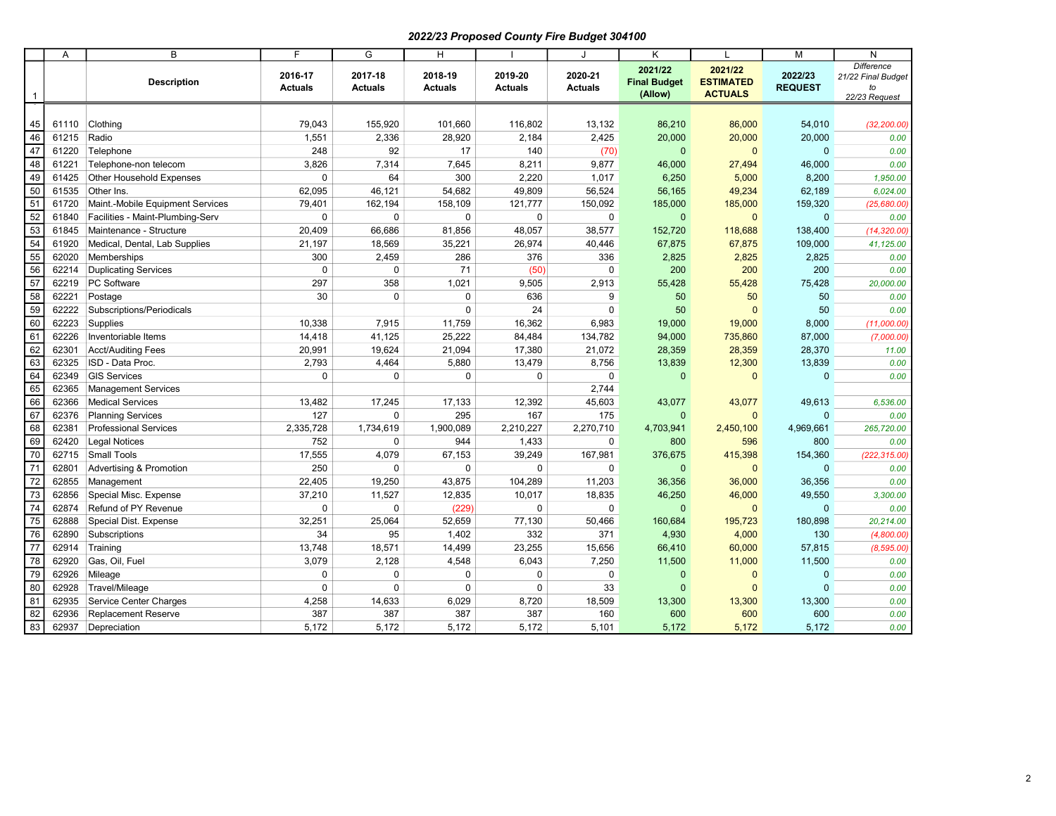# 2022/23 Proposed County Fire Budget 304100

| | A | B | F | G | H | I | J | K | L | M | N |
|---|---|---|---|---|---|---|---|---|---|---|---|
| 1 | | Description | 2016-17 Actuals | 2017-18 Actuals | 2018-19 Actuals | 2019-20 Actuals | 2020-21 Actuals | 2021/22 Final Budget (Allow) | 2021/22 ESTIMATED ACTUALS | 2022/23 REQUEST | *Difference 21/22 Final Budget to 22/23 Request* |
| 45 | 61110 | Clothing | 79,043 | 155,920 | 101,660 | 116,802 | 13,132 | 86,210 | 86,000 | 54,010 | *(32,200.00)* |
| 46 | 61215 | Radio | 1,551 | 2,336 | 28,920 | 2,184 | 2,425 | 20,000 | 20,000 | 20,000 | *0.00* |
| 47 | 61220 | Telephone | 248 | 92 | 17 | 140 | (70) | 0 | 0 | 0 | *0.00* |
| 48 | 61221 | Telephone-non telecom | 3,826 | 7,314 | 7,645 | 8,211 | 9,877 | 46,000 | 27,494 | 46,000 | *0.00* |
| 49 | 61425 | Other Household Expenses | 0 | 64 | 300 | 2,220 | 1,017 | 6,250 | 5,000 | 8,200 | *1,950.00* |
| 50 | 61535 | Other Ins. | 62,095 | 46,121 | 54,682 | 49,809 | 56,524 | 56,165 | 49,234 | 62,189 | *6,024.00* |
| 51 | 61720 | Maint.-Mobile Equipment Services | 79,401 | 162,194 | 158,109 | 121,777 | 150,092 | 185,000 | 185,000 | 159,320 | *(25,680.00)* |
| 52 | 61840 | Facilities - Maint-Plumbing-Serv | 0 | 0 | 0 | 0 | 0 | 0 | 0 | 0 | *0.00* |
| 53 | 61845 | Maintenance - Structure | 20,409 | 66,686 | 81,856 | 48,057 | 38,577 | 152,720 | 118,688 | 138,400 | *(14,320.00)* |
| 54 | 61920 | Medical, Dental, Lab Supplies | 21,197 | 18,569 | 35,221 | 26,974 | 40,446 | 67,875 | 67,875 | 109,000 | *41,125.00* |
| 55 | 62020 | Memberships | 300 | 2,459 | 286 | 376 | 336 | 2,825 | 2,825 | 2,825 | *0.00* |
| 56 | 62214 | Duplicating Services | 0 | 0 | 71 | (50) | 0 | 200 | 200 | 200 | *0.00* |
| 57 | 62219 | PC Software | 297 | 358 | 1,021 | 9,505 | 2,913 | 55,428 | 55,428 | 75,428 | *20,000.00* |
| 58 | 62221 | Postage | 30 | 0 | 0 | 636 | 9 | 50 | 50 | 50 | *0.00* |
| 59 | 62222 | Subscriptions/Periodicals | | | 0 | 24 | 0 | 50 | 0 | 50 | *0.00* |
| 60 | 62223 | Supplies | 10,338 | 7,915 | 11,759 | 16,362 | 6,983 | 19,000 | 19,000 | 8,000 | *(11,000.00)* |
| 61 | 62226 | Inventoriable Items | 14,418 | 41,125 | 25,222 | 84,484 | 134,782 | 94,000 | 735,860 | 87,000 | *(7,000.00)* |
| 62 | 62301 | Acct/Auditing Fees | 20,991 | 19,624 | 21,094 | 17,380 | 21,072 | 28,359 | 28,359 | 28,370 | *11.00* |
| 63 | 62325 | ISD - Data Proc. | 2,793 | 4,464 | 5,880 | 13,479 | 8,756 | 13,839 | 12,300 | 13,839 | *0.00* |
| 64 | 62349 | GIS Services | 0 | 0 | 0 | 0 | 0 | 0 | 0 | 0 | *0.00* |
| 65 | 62365 | Management Services | | | | | 2,744 | | | | |
| 66 | 62366 | Medical Services | 13,482 | 17,245 | 17,133 | 12,392 | 45,603 | 43,077 | 43,077 | 49,613 | *6,536.00* |
| 67 | 62376 | Planning Services | 127 | 0 | 295 | 167 | 175 | 0 | 0 | 0 | *0.00* |
| 68 | 62381 | Professional Services | 2,335,728 | 1,734,619 | 1,900,089 | 2,210,227 | 2,270,710 | 4,703,941 | 2,450,100 | 4,969,661 | *265,720.00* |
| 69 | 62420 | Legal Notices | 752 | 0 | 944 | 1,433 | 0 | 800 | 596 | 800 | *0.00* |
| 70 | 62715 | Small Tools | 17,555 | 4,079 | 67,153 | 39,249 | 167,981 | 376,675 | 415,398 | 154,360 | *(222,315.00)* |
| 71 | 62801 | Advertising & Promotion | 250 | 0 | 0 | 0 | 0 | 0 | 0 | 0 | *0.00* |
| 72 | 62855 | Management | 22,405 | 19,250 | 43,875 | 104,289 | 11,203 | 36,356 | 36,000 | 36,356 | *0.00* |
| 73 | 62856 | Special Misc. Expense | 37,210 | 11,527 | 12,835 | 10,017 | 18,835 | 46,250 | 46,000 | 49,550 | *3,300.00* |
| 74 | 62874 | Refund of PY Revenue | 0 | 0 | (229) | 0 | 0 | 0 | 0 | 0 | *0.00* |
| 75 | 62888 | Special Dist. Expense | 32,251 | 25,064 | 52,659 | 77,130 | 50,466 | 160,684 | 195,723 | 180,898 | *20,214.00* |
| 76 | 62890 | Subscriptions | 34 | 95 | 1,402 | 332 | 371 | 4,930 | 4,000 | 130 | *(4,800.00)* |
| 77 | 62914 | Training | 13,748 | 18,571 | 14,499 | 23,255 | 15,656 | 66,410 | 60,000 | 57,815 | *(8,595.00)* |
| 78 | 62920 | Gas, Oil, Fuel | 3,079 | 2,128 | 4,548 | 6,043 | 7,250 | 11,500 | 11,000 | 11,500 | *0.00* |
| 79 | 62926 | Mileage | 0 | 0 | 0 | 0 | 0 | 0 | 0 | 0 | *0.00* |
| 80 | 62928 | Travel/Mileage | 0 | 0 | 0 | 0 | 33 | 0 | 0 | 0 | *0.00* |
| 81 | 62935 | Service Center Charges | 4,258 | 14,633 | 6,029 | 8,720 | 18,509 | 13,300 | 13,300 | 13,300 | *0.00* |
| 82 | 62936 | Replacement Reserve | 387 | 387 | 387 | 387 | 160 | 600 | 600 | 600 | *0.00* |
| 83 | 62937 | Depreciation | 5,172 | 5,172 | 5,172 | 5,172 | 5,101 | 5,172 | 5,172 | 5,172 | *0.00* |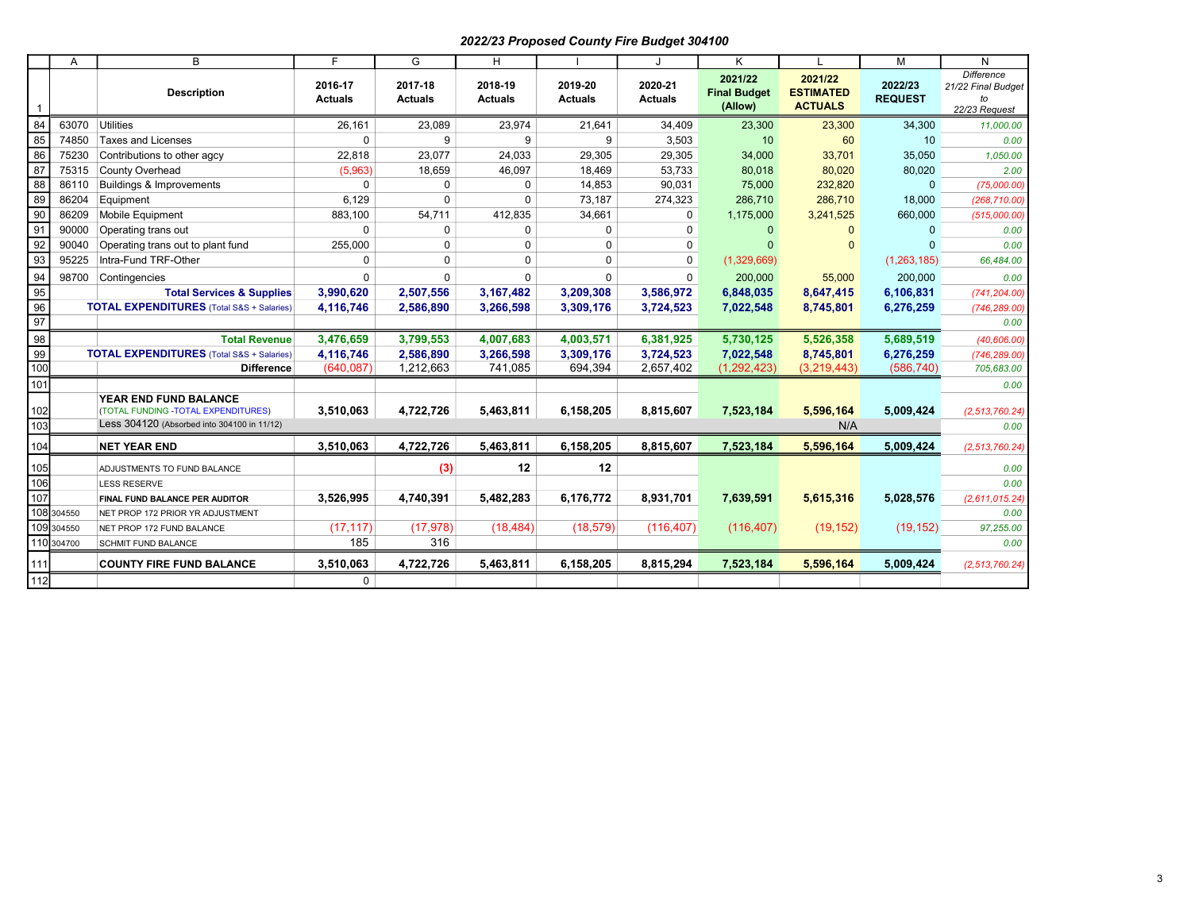### 2022/23 Proposed County Fire Budget 304100

| | A | B | F | G | H | I | J | K | L | M | N |
|---|---|---|---|---|---|---|---|---|---|---|---|
| 1 | | **Description** | **2016-17 Actuals** | **2017-18 Actuals** | **2018-19 Actuals** | **2019-20 Actuals** | **2020-21 Actuals** | **2021/22 Final Budget (Allow)** | **2021/22 ESTIMATED ACTUALS** | **2022/23 REQUEST** | *Difference 21/22 Final Budget to 22/23 Request* |
| 84 | 63070 | Utilities | 26,161 | 23,089 | 23,974 | 21,641 | 34,409 | 23,300 | 23,300 | 34,300 | *11,000.00* |
| 85 | 74850 | Taxes and Licenses | 0 | 9 | 9 | 9 | 3,503 | 10 | 60 | 10 | *0.00* |
| 86 | 75230 | Contributions to other agcy | 22,818 | 23,077 | 24,033 | 29,305 | 29,305 | 34,000 | 33,701 | 35,050 | *1,050.00* |
| 87 | 75315 | County Overhead | (5,963) | 18,659 | 46,097 | 18,469 | 53,733 | 80,018 | 80,020 | 80,020 | *2.00* |
| 88 | 86110 | Buildings & Improvements | 0 | 0 | 0 | 14,853 | 90,031 | 75,000 | 232,820 | 0 | *(75,000.00)* |
| 89 | 86204 | Equipment | 6,129 | 0 | 0 | 73,187 | 274,323 | 286,710 | 286,710 | 18,000 | *(268,710.00)* |
| 90 | 86209 | Mobile Equipment | 883,100 | 54,711 | 412,835 | 34,661 | 0 | 1,175,000 | 3,241,525 | 660,000 | *(515,000.00)* |
| 91 | 90000 | Operating trans out | 0 | 0 | 0 | 0 | 0 | 0 | 0 | 0 | *0.00* |
| 92 | 90040 | Operating trans out to plant fund | 255,000 | 0 | 0 | 0 | 0 | 0 | 0 | 0 | *0.00* |
| 93 | 95225 | Intra-Fund TRF-Other | 0 | 0 | 0 | 0 | 0 | (1,329,669) | | (1,263,185) | *66,484.00* |
| 94 | 98700 | Contingencies | 0 | 0 | 0 | 0 | 0 | 200,000 | 55,000 | 200,000 | *0.00* |
| 95 | | **Total Services & Supplies** | **3,990,620** | **2,507,556** | **3,167,482** | **3,209,308** | **3,586,972** | **6,848,035** | **8,647,415** | **6,106,831** | *(741,204.00)* |
| 96 | | **TOTAL EXPENDITURES** (Total S&S + Salaries) | **4,116,746** | **2,586,890** | **3,266,598** | **3,309,176** | **3,724,523** | **7,022,548** | **8,745,801** | **6,276,259** | *(746,289.00)* |
| 97 | | | | | | | | | | | *0.00* |
| 98 | | **Total Revenue** | **3,476,659** | **3,799,553** | **4,007,683** | **4,003,571** | **6,381,925** | **5,730,125** | **5,526,358** | **5,689,519** | *(40,606.00)* |
| 99 | | **TOTAL EXPENDITURES** (Total S&S + Salaries) | **4,116,746** | **2,586,890** | **3,266,598** | **3,309,176** | **3,724,523** | **7,022,548** | **8,745,801** | **6,276,259** | *(746,289.00)* |
| 100 | | **Difference** | (640,087) | 1,212,663 | 741,085 | 694,394 | 2,657,402 | (1,292,423) | (3,219,443) | (586,740) | *705,683.00* |
| 101 | | | | | | | | | | | *0.00* |
| 102 | | **YEAR END FUND BALANCE** (TOTAL FUNDING -TOTAL EXPENDITURES) | **3,510,063** | **4,722,726** | **5,463,811** | **6,158,205** | **8,815,607** | **7,523,184** | **5,596,164** | **5,009,424** | *(2,513,760.24)* |
| 103 | | Less 304120 (Absorbed into 304100 in 11/12) | | | | | | | N/A | | *0.00* |
| 104 | | **NET YEAR END** | **3,510,063** | **4,722,726** | **5,463,811** | **6,158,205** | **8,815,607** | **7,523,184** | **5,596,164** | **5,009,424** | *(2,513,760.24)* |
| 105 | | ADJUSTMENTS TO FUND BALANCE | | **(3)** | **12** | **12** | | | | | *0.00* |
| 106 | | LESS RESERVE | | | | | | | | | *0.00* |
| 107 | | **FINAL FUND BALANCE PER AUDITOR** | **3,526,995** | **4,740,391** | **5,482,283** | **6,176,772** | **8,931,701** | **7,639,591** | **5,615,316** | **5,028,576** | *(2,611,015.24)* |
| 108 | 304550 | NET PROP 172 PRIOR YR ADJUSTMENT | | | | | | | | | *0.00* |
| 109 | 304550 | NET PROP 172 FUND BALANCE | (17,117) | (17,978) | (18,484) | (18,579) | (116,407) | (116,407) | (19,152) | (19,152) | *97,255.00* |
| 110 | 304700 | SCHMIT FUND BALANCE | 185 | 316 | | | | | | | *0.00* |
| 111 | | **COUNTY FIRE FUND BALANCE** | **3,510,063** | **4,722,726** | **5,463,811** | **6,158,205** | **8,815,294** | **7,523,184** | **5,596,164** | **5,009,424** | *(2,513,760.24)* |
| 112 | | | 0 | | | | | | | | |